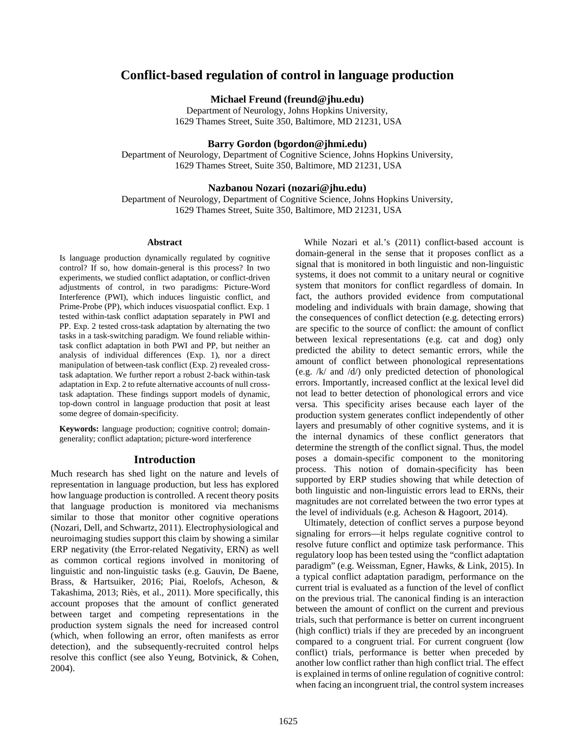# Conflict-based regulation of control in language production

**Michael Freund (freund@jhu.edu)**
Department of Neurology, Johns Hopkins University,
1629 Thames Street, Suite 350, Baltimore, MD 21231, USA

**Barry Gordon (bgordon@jhmi.edu)**
Department of Neurology, Department of Cognitive Science, Johns Hopkins University,
1629 Thames Street, Suite 350, Baltimore, MD 21231, USA

**Nazbanou Nozari (nozari@jhu.edu)**
Department of Neurology, Department of Cognitive Science, Johns Hopkins University,
1629 Thames Street, Suite 350, Baltimore, MD 21231, USA

## Abstract

Is language production dynamically regulated by cognitive control? If so, how domain-general is this process? In two experiments, we studied conflict adaptation, or conflict-driven adjustments of control, in two paradigms: Picture-Word Interference (PWI), which induces linguistic conflict, and Prime-Probe (PP), which induces visuospatial conflict. Exp. 1 tested within-task conflict adaptation separately in PWI and PP. Exp. 2 tested cross-task adaptation by alternating the two tasks in a task-switching paradigm. We found reliable within-task conflict adaptation in both PWI and PP, but neither an analysis of individual differences (Exp. 1), nor a direct manipulation of between-task conflict (Exp. 2) revealed cross-task adaptation. We further report a robust 2-back within-task adaptation in Exp. 2 to refute alternative accounts of null cross-task adaptation. These findings support models of dynamic, top-down control in language production that posit at least some degree of domain-specificity.

**Keywords:** language production; cognitive control; domain-generality; conflict adaptation; picture-word interference

## Introduction

Much research has shed light on the nature and levels of representation in language production, but less has explored how language production is controlled. A recent theory posits that language production is monitored via mechanisms similar to those that monitor other cognitive operations (Nozari, Dell, and Schwartz, 2011). Electrophysiological and neuroimaging studies support this claim by showing a similar ERP negativity (the Error-related Negativity, ERN) as well as common cortical regions involved in monitoring of linguistic and non-linguistic tasks (e.g. Gauvin, De Baene, Brass, & Hartsuiker, 2016; Piai, Roelofs, Acheson, & Takashima, 2013; Riès, et al., 2011). More specifically, this account proposes that the amount of conflict generated between target and competing representations in the production system signals the need for increased control (which, when following an error, often manifests as error detection), and the subsequently-recruited control helps resolve this conflict (see also Yeung, Botvinick, & Cohen, 2004).

While Nozari et al.'s (2011) conflict-based account is domain-general in the sense that it proposes conflict as a signal that is monitored in both linguistic and non-linguistic systems, it does not commit to a unitary neural or cognitive system that monitors for conflict regardless of domain. In fact, the authors provided evidence from computational modeling and individuals with brain damage, showing that the consequences of conflict detection (e.g. detecting errors) are specific to the source of conflict: the amount of conflict between lexical representations (e.g. cat and dog) only predicted the ability to detect semantic errors, while the amount of conflict between phonological representations (e.g. /k/ and /d/) only predicted detection of phonological errors. Importantly, increased conflict at the lexical level did not lead to better detection of phonological errors and vice versa. This specificity arises because each layer of the production system generates conflict independently of other layers and presumably of other cognitive systems, and it is the internal dynamics of these conflict generators that determine the strength of the conflict signal. Thus, the model poses a domain-specific component to the monitoring process. This notion of domain-specificity has been supported by ERP studies showing that while detection of both linguistic and non-linguistic errors lead to ERNs, their magnitudes are not correlated between the two error types at the level of individuals (e.g. Acheson & Hagoort, 2014).

Ultimately, detection of conflict serves a purpose beyond signaling for errors—it helps regulate cognitive control to resolve future conflict and optimize task performance. This regulatory loop has been tested using the "conflict adaptation paradigm" (e.g. Weissman, Egner, Hawks, & Link, 2015). In a typical conflict adaptation paradigm, performance on the current trial is evaluated as a function of the level of conflict on the previous trial. The canonical finding is an interaction between the amount of conflict on the current and previous trials, such that performance is better on current incongruent (high conflict) trials if they are preceded by an incongruent compared to a congruent trial. For current congruent (low conflict) trials, performance is better when preceded by another low conflict rather than high conflict trial. The effect is explained in terms of online regulation of cognitive control: when facing an incongruent trial, the control system increases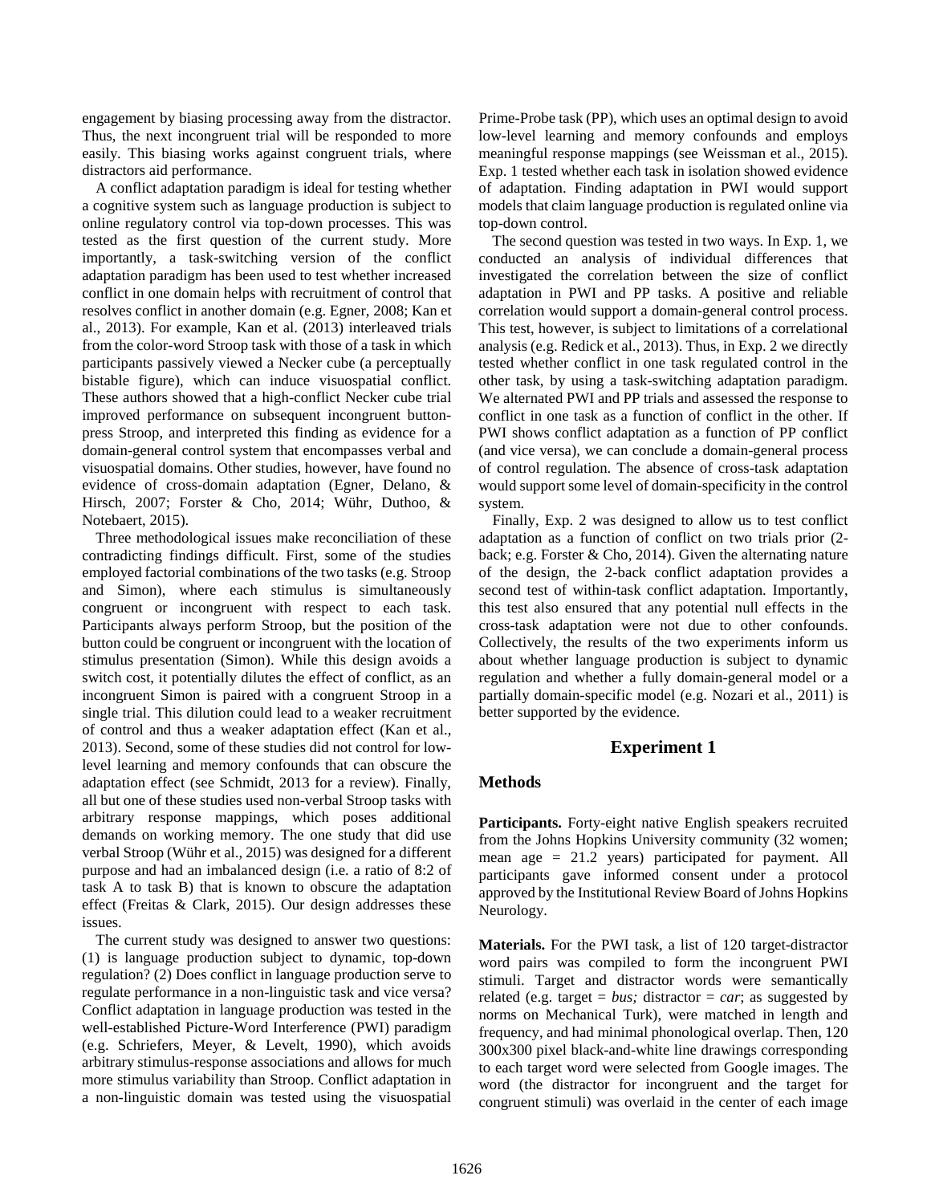engagement by biasing processing away from the distractor. Thus, the next incongruent trial will be responded to more easily. This biasing works against congruent trials, where distractors aid performance.

A conflict adaptation paradigm is ideal for testing whether a cognitive system such as language production is subject to online regulatory control via top-down processes. This was tested as the first question of the current study. More importantly, a task-switching version of the conflict adaptation paradigm has been used to test whether increased conflict in one domain helps with recruitment of control that resolves conflict in another domain (e.g. Egner, 2008; Kan et al., 2013). For example, Kan et al. (2013) interleaved trials from the color-word Stroop task with those of a task in which participants passively viewed a Necker cube (a perceptually bistable figure), which can induce visuospatial conflict. These authors showed that a high-conflict Necker cube trial improved performance on subsequent incongruent button-press Stroop, and interpreted this finding as evidence for a domain-general control system that encompasses verbal and visuospatial domains. Other studies, however, have found no evidence of cross-domain adaptation (Egner, Delano, & Hirsch, 2007; Forster & Cho, 2014; Wühr, Duthoo, & Notebaert, 2015).

Three methodological issues make reconciliation of these contradicting findings difficult. First, some of the studies employed factorial combinations of the two tasks (e.g. Stroop and Simon), where each stimulus is simultaneously congruent or incongruent with respect to each task. Participants always perform Stroop, but the position of the button could be congruent or incongruent with the location of stimulus presentation (Simon). While this design avoids a switch cost, it potentially dilutes the effect of conflict, as an incongruent Simon is paired with a congruent Stroop in a single trial. This dilution could lead to a weaker recruitment of control and thus a weaker adaptation effect (Kan et al., 2013). Second, some of these studies did not control for low-level learning and memory confounds that can obscure the adaptation effect (see Schmidt, 2013 for a review). Finally, all but one of these studies used non-verbal Stroop tasks with arbitrary response mappings, which poses additional demands on working memory. The one study that did use verbal Stroop (Wühr et al., 2015) was designed for a different purpose and had an imbalanced design (i.e. a ratio of 8:2 of task A to task B) that is known to obscure the adaptation effect (Freitas & Clark, 2015). Our design addresses these issues.

The current study was designed to answer two questions: (1) is language production subject to dynamic, top-down regulation? (2) Does conflict in language production serve to regulate performance in a non-linguistic task and vice versa? Conflict adaptation in language production was tested in the well-established Picture-Word Interference (PWI) paradigm (e.g. Schriefers, Meyer, & Levelt, 1990), which avoids arbitrary stimulus-response associations and allows for much more stimulus variability than Stroop. Conflict adaptation in a non-linguistic domain was tested using the visuospatial Prime-Probe task (PP), which uses an optimal design to avoid low-level learning and memory confounds and employs meaningful response mappings (see Weissman et al., 2015). Exp. 1 tested whether each task in isolation showed evidence of adaptation. Finding adaptation in PWI would support models that claim language production is regulated online via top-down control.

The second question was tested in two ways. In Exp. 1, we conducted an analysis of individual differences that investigated the correlation between the size of conflict adaptation in PWI and PP tasks. A positive and reliable correlation would support a domain-general control process. This test, however, is subject to limitations of a correlational analysis (e.g. Redick et al., 2013). Thus, in Exp. 2 we directly tested whether conflict in one task regulated control in the other task, by using a task-switching adaptation paradigm. We alternated PWI and PP trials and assessed the response to conflict in one task as a function of conflict in the other. If PWI shows conflict adaptation as a function of PP conflict (and vice versa), we can conclude a domain-general process of control regulation. The absence of cross-task adaptation would support some level of domain-specificity in the control system.

Finally, Exp. 2 was designed to allow us to test conflict adaptation as a function of conflict on two trials prior (2-back; e.g. Forster & Cho, 2014). Given the alternating nature of the design, the 2-back conflict adaptation provides a second test of within-task conflict adaptation. Importantly, this test also ensured that any potential null effects in the cross-task adaptation were not due to other confounds. Collectively, the results of the two experiments inform us about whether language production is subject to dynamic regulation and whether a fully domain-general model or a partially domain-specific model (e.g. Nozari et al., 2011) is better supported by the evidence.

## Experiment 1

### Methods

**Participants.** Forty-eight native English speakers recruited from the Johns Hopkins University community (32 women; mean age = 21.2 years) participated for payment. All participants gave informed consent under a protocol approved by the Institutional Review Board of Johns Hopkins Neurology.

**Materials.** For the PWI task, a list of 120 target-distractor word pairs was compiled to form the incongruent PWI stimuli. Target and distractor words were semantically related (e.g. target = *bus;* distractor = *car*; as suggested by norms on Mechanical Turk), were matched in length and frequency, and had minimal phonological overlap. Then, 120 300x300 pixel black-and-white line drawings corresponding to each target word were selected from Google images. The word (the distractor for incongruent and the target for congruent stimuli) was overlaid in the center of each image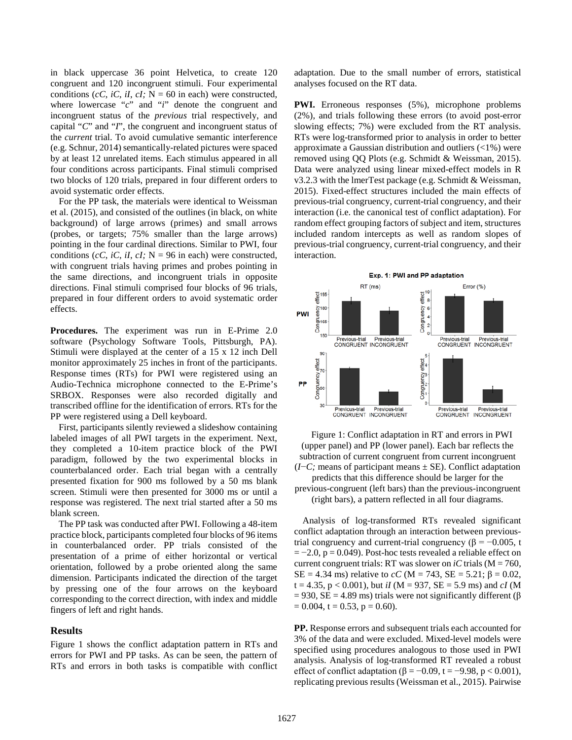in black uppercase 36 point Helvetica, to create 120 congruent and 120 incongruent stimuli. Four experimental conditions (*cC, iC, iI, cI;* N = 60 in each) were constructed, where lowercase "*c*" and "*i*" denote the congruent and incongruent status of the *previous* trial respectively, and capital "*C*" and "*I*", the congruent and incongruent status of the *current* trial. To avoid cumulative semantic interference (e.g. Schnur, 2014) semantically-related pictures were spaced by at least 12 unrelated items. Each stimulus appeared in all four conditions across participants. Final stimuli comprised two blocks of 120 trials, prepared in four different orders to avoid systematic order effects.

For the PP task, the materials were identical to Weissman et al. (2015), and consisted of the outlines (in black, on white background) of large arrows (primes) and small arrows (probes, or targets; 75% smaller than the large arrows) pointing in the four cardinal directions. Similar to PWI, four conditions (*cC, iC, iI, cI;* N = 96 in each) were constructed, with congruent trials having primes and probes pointing in the same directions, and incongruent trials in opposite directions. Final stimuli comprised four blocks of 96 trials, prepared in four different orders to avoid systematic order effects.

**Procedures.** The experiment was run in E-Prime 2.0 software (Psychology Software Tools, Pittsburgh, PA). Stimuli were displayed at the center of a 15 x 12 inch Dell monitor approximately 25 inches in front of the participants. Response times (RTs) for PWI were registered using an Audio-Technica microphone connected to the E-Prime's SRBOX. Responses were also recorded digitally and transcribed offline for the identification of errors. RTs for the PP were registered using a Dell keyboard.

First, participants silently reviewed a slideshow containing labeled images of all PWI targets in the experiment. Next, they completed a 10-item practice block of the PWI paradigm, followed by the two experimental blocks in counterbalanced order. Each trial began with a centrally presented fixation for 900 ms followed by a 50 ms blank screen. Stimuli were then presented for 3000 ms or until a response was registered. The next trial started after a 50 ms blank screen.

The PP task was conducted after PWI. Following a 48-item practice block, participants completed four blocks of 96 items in counterbalanced order. PP trials consisted of the presentation of a prime of either horizontal or vertical orientation, followed by a probe oriented along the same dimension. Participants indicated the direction of the target by pressing one of the four arrows on the keyboard corresponding to the correct direction, with index and middle fingers of left and right hands.

## Results

Figure 1 shows the conflict adaptation pattern in RTs and errors for PWI and PP tasks. As can be seen, the pattern of RTs and errors in both tasks is compatible with conflict adaptation. Due to the small number of errors, statistical analyses focused on the RT data.

**PWI.** Erroneous responses (5%), microphone problems (2%), and trials following these errors (to avoid post-error slowing effects; 7%) were excluded from the RT analysis. RTs were log-transformed prior to analysis in order to better approximate a Gaussian distribution and outliers (<1%) were removed using QQ Plots (e.g. Schmidt & Weissman, 2015). Data were analyzed using linear mixed-effect models in R v3.2.3 with the lmerTest package (e.g. Schmidt & Weissman, 2015). Fixed-effect structures included the main effects of previous-trial congruency, current-trial congruency, and their interaction (i.e. the canonical test of conflict adaptation). For random effect grouping factors of subject and item, structures included random intercepts as well as random slopes of previous-trial congruency, current-trial congruency, and their interaction.

Figure 1: Conflict adaptation in RT and errors in PWI (upper panel) and PP (lower panel). Each bar reflects the subtraction of current congruent from current incongruent (*I−C;* means of participant means ± SE). Conflict adaptation predicts that this difference should be larger for the previous-congruent (left bars) than the previous-incongruent (right bars), a pattern reflected in all four diagrams.

Analysis of log-transformed RTs revealed significant conflict adaptation through an interaction between previous-trial congruency and current-trial congruency ($\beta = -0.005$, $t = -2.0$, $p = 0.049$). Post-hoc tests revealed a reliable effect on current congruent trials: RT was slower on *iC* trials (M = 760, SE = 4.34 ms) relative to *cC* (M = 743, SE = 5.21; $\beta = 0.02$, $t = 4.35$, $p < 0.001$), but *iI* (M = 937, SE = 5.9 ms) and *cI* (M = 930, SE = 4.89 ms) trials were not significantly different ($\beta = 0.004$, $t = 0.53$, $p = 0.60$).

**PP.** Response errors and subsequent trials each accounted for 3% of the data and were excluded. Mixed-level models were specified using procedures analogous to those used in PWI analysis. Analysis of log-transformed RT revealed a robust effect of conflict adaptation ($\beta = -0.09$, $t = -9.98$, $p < 0.001$), replicating previous results (Weissman et al., 2015). Pairwise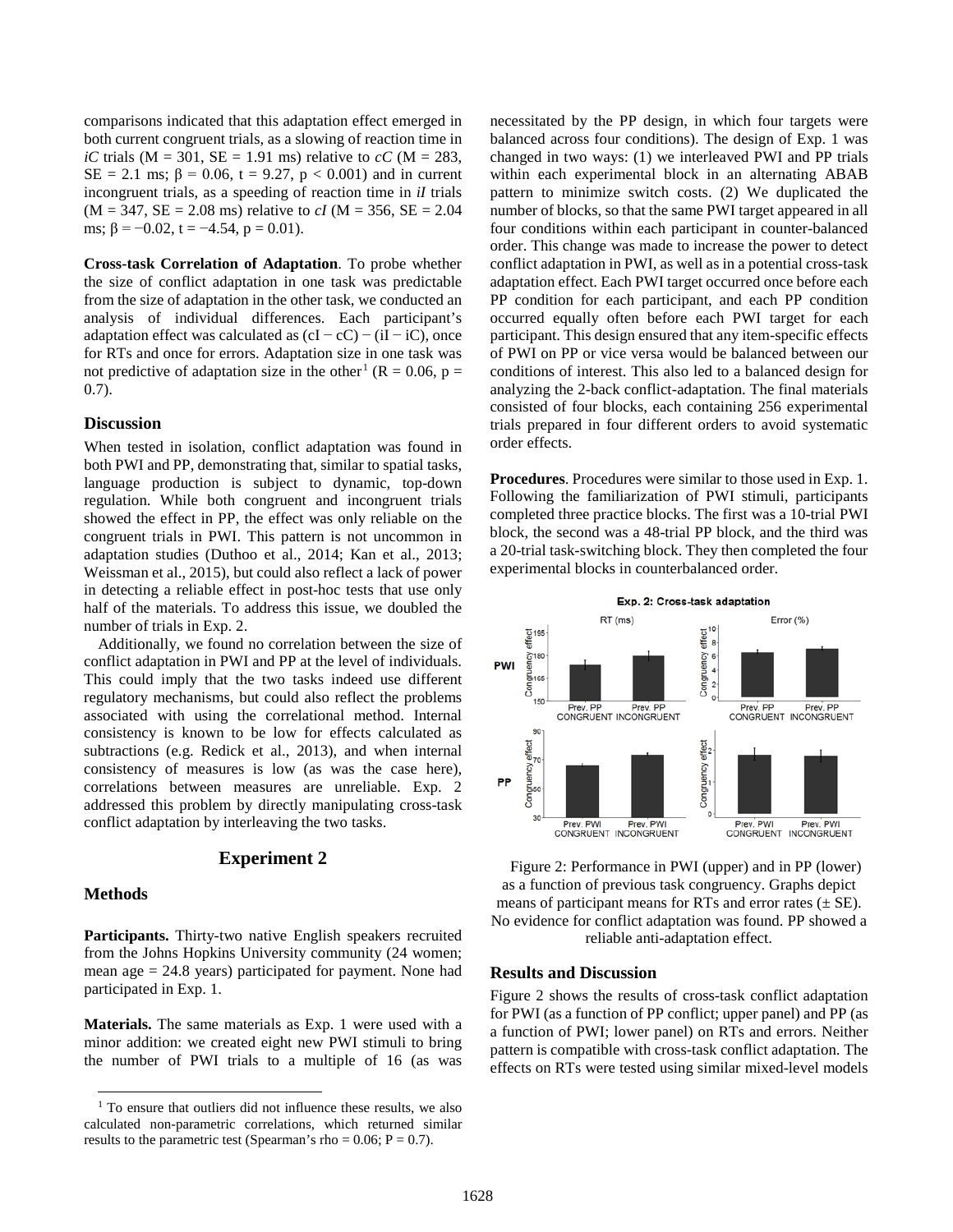comparisons indicated that this adaptation effect emerged in both current congruent trials, as a slowing of reaction time in *iC* trials (M = 301, SE = 1.91 ms) relative to *cC* (M = 283, SE = 2.1 ms; β = 0.06, t = 9.27, $p < 0.001$) and in current incongruent trials, as a speeding of reaction time in *iI* trials (M = 347, SE = 2.08 ms) relative to *cI* (M = 356, SE = 2.04 ms; β = −0.02, t = −4.54, p = 0.01).

**Cross-task Correlation of Adaptation**. To probe whether the size of conflict adaptation in one task was predictable from the size of adaptation in the other task, we conducted an analysis of individual differences. Each participant's adaptation effect was calculated as (cI − cC) − (iI − iC), once for RTs and once for errors. Adaptation size in one task was not predictive of adaptation size in the other[1] (R = 0.06, p = 0.7).

### Discussion

When tested in isolation, conflict adaptation was found in both PWI and PP, demonstrating that, similar to spatial tasks, language production is subject to dynamic, top-down regulation. While both congruent and incongruent trials showed the effect in PP, the effect was only reliable on the congruent trials in PWI. This pattern is not uncommon in adaptation studies (Duthoo et al., 2014; Kan et al., 2013; Weissman et al., 2015), but could also reflect a lack of power in detecting a reliable effect in post-hoc tests that use only half of the materials. To address this issue, we doubled the number of trials in Exp. 2.

Additionally, we found no correlation between the size of conflict adaptation in PWI and PP at the level of individuals. This could imply that the two tasks indeed use different regulatory mechanisms, but could also reflect the problems associated with using the correlational method. Internal consistency is known to be low for effects calculated as subtractions (e.g. Redick et al., 2013), and when internal consistency of measures is low (as was the case here), correlations between measures are unreliable. Exp. 2 addressed this problem by directly manipulating cross-task conflict adaptation by interleaving the two tasks.

## Experiment 2

### Methods

**Participants.** Thirty-two native English speakers recruited from the Johns Hopkins University community (24 women; mean age = 24.8 years) participated for payment. None had participated in Exp. 1.

**Materials.** The same materials as Exp. 1 were used with a minor addition: we created eight new PWI stimuli to bring the number of PWI trials to a multiple of 16 (as was necessitated by the PP design, in which four targets were balanced across four conditions). The design of Exp. 1 was changed in two ways: (1) we interleaved PWI and PP trials within each experimental block in an alternating ABAB pattern to minimize switch costs. (2) We duplicated the number of blocks, so that the same PWI target appeared in all four conditions within each participant in counter-balanced order. This change was made to increase the power to detect conflict adaptation in PWI, as well as in a potential cross-task adaptation effect. Each PWI target occurred once before each PP condition for each participant, and each PP condition occurred equally often before each PWI target for each participant. This design ensured that any item-specific effects of PWI on PP or vice versa would be balanced between our conditions of interest. This also led to a balanced design for analyzing the 2-back conflict-adaptation. The final materials consisted of four blocks, each containing 256 experimental trials prepared in four different orders to avoid systematic order effects.

**Procedures**. Procedures were similar to those used in Exp. 1. Following the familiarization of PWI stimuli, participants completed three practice blocks. The first was a 10-trial PWI block, the second was a 48-trial PP block, and the third was a 20-trial task-switching block. They then completed the four experimental blocks in counterbalanced order.

Figure 2: Performance in PWI (upper) and in PP (lower) as a function of previous task congruency. Graphs depict means of participant means for RTs and error rates (± SE). No evidence for conflict adaptation was found. PP showed a reliable anti-adaptation effect.

### Results and Discussion

Figure 2 shows the results of cross-task conflict adaptation for PWI (as a function of PP conflict; upper panel) and PP (as a function of PWI; lower panel) on RTs and errors. Neither pattern is compatible with cross-task conflict adaptation. The effects on RTs were tested using similar mixed-level models

[1] To ensure that outliers did not influence these results, we also calculated non-parametric correlations, which returned similar results to the parametric test (Spearman's rho = 0.06; P = 0.7).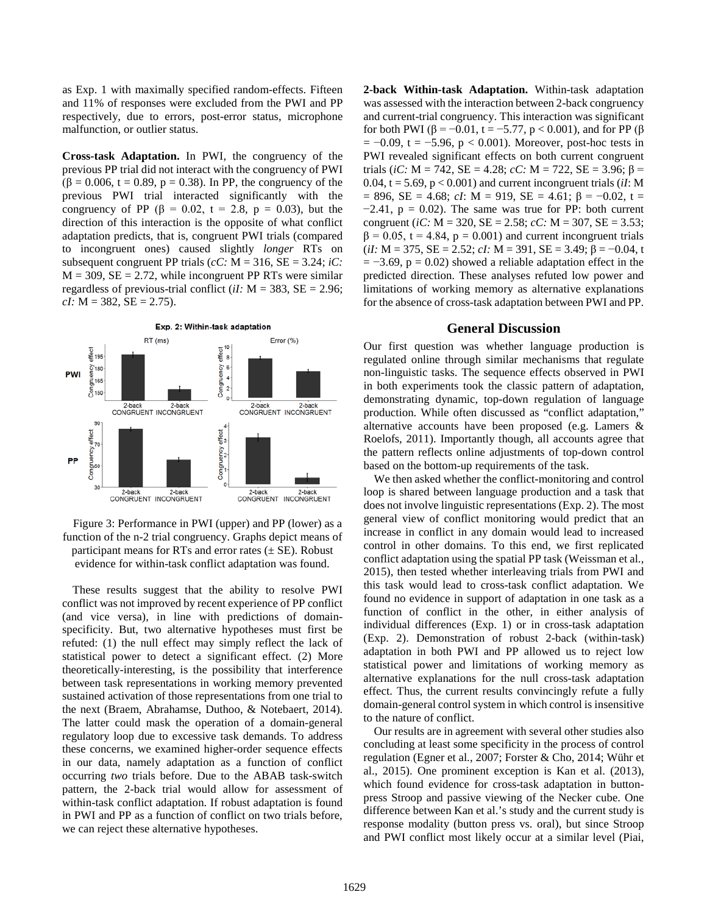as Exp. 1 with maximally specified random-effects. Fifteen and 11% of responses were excluded from the PWI and PP respectively, due to errors, post-error status, microphone malfunction, or outlier status.

**Cross-task Adaptation.** In PWI, the congruency of the previous PP trial did not interact with the congruency of PWI ($\beta = 0.006$, $t = 0.89$, $p = 0.38$). In PP, the congruency of the previous PWI trial interacted significantly with the congruency of PP ($\beta = 0.02$, $t = 2.8$, $p = 0.03$), but the direction of this interaction is the opposite of what conflict adaptation predicts, that is, congruent PWI trials (compared to incongruent ones) caused slightly *longer* RTs on subsequent congruent PP trials (*cC:* M = 316, SE = 3.24; *iC:* M = 309, SE = 2.72, while incongruent PP RTs were similar regardless of previous-trial conflict (*iI:* M = 383, SE = 2.96; *cI:* M = 382, SE = 2.75).

Figure 3: Performance in PWI (upper) and PP (lower) as a function of the n-2 trial congruency. Graphs depict means of participant means for RTs and error rates (± SE). Robust evidence for within-task conflict adaptation was found.

These results suggest that the ability to resolve PWI conflict was not improved by recent experience of PP conflict (and vice versa), in line with predictions of domain-specificity. But, two alternative hypotheses must first be refuted: (1) the null effect may simply reflect the lack of statistical power to detect a significant effect. (2) More theoretically-interesting, is the possibility that interference between task representations in working memory prevented sustained activation of those representations from one trial to the next (Braem, Abrahamse, Duthoo, & Notebaert, 2014). The latter could mask the operation of a domain-general regulatory loop due to excessive task demands. To address these concerns, we examined higher-order sequence effects in our data, namely adaptation as a function of conflict occurring *two* trials before. Due to the ABAB task-switch pattern, the 2-back trial would allow for assessment of within-task conflict adaptation. If robust adaptation is found in PWI and PP as a function of conflict on two trials before, we can reject these alternative hypotheses.

**2-back Within-task Adaptation.** Within-task adaptation was assessed with the interaction between 2-back congruency and current-trial congruency. This interaction was significant for both PWI ($\beta = -0.01$, $t = -5.77$, $p < 0.001$), and for PP ($\beta = -0.09$, $t = -5.96$, $p < 0.001$). Moreover, post-hoc tests in PWI revealed significant effects on both current congruent trials (*iC:* M = 742, SE = 4.28; *cC:* M = 722, SE = 3.96; $\beta = 0.04$, $t = 5.69$, $p < 0.001$) and current incongruent trials (*iI*: M = 896, SE = 4.68; *cI*: M = 919, SE = 4.61; $\beta = -0.02$, $t = -2.41$, $p = 0.02$). The same was true for PP: both current congruent (*iC:* M = 320, SE = 2.58; *cC:* M = 307, SE = 3.53; $\beta = 0.05$, $t = 4.84$, $p = 0.001$) and current incongruent trials (*iI:* M = 375, SE = 2.52; *cI:* M = 391, SE = 3.49; $\beta = -0.04$, $t = -3.69$, $p = 0.02$) showed a reliable adaptation effect in the predicted direction. These analyses refuted low power and limitations of working memory as alternative explanations for the absence of cross-task adaptation between PWI and PP.

## General Discussion

Our first question was whether language production is regulated online through similar mechanisms that regulate non-linguistic tasks. The sequence effects observed in PWI in both experiments took the classic pattern of adaptation, demonstrating dynamic, top-down regulation of language production. While often discussed as "conflict adaptation," alternative accounts have been proposed (e.g. Lamers & Roelofs, 2011). Importantly though, all accounts agree that the pattern reflects online adjustments of top-down control based on the bottom-up requirements of the task.

We then asked whether the conflict-monitoring and control loop is shared between language production and a task that does not involve linguistic representations (Exp. 2). The most general view of conflict monitoring would predict that an increase in conflict in any domain would lead to increased control in other domains. To this end, we first replicated conflict adaptation using the spatial PP task (Weissman et al., 2015), then tested whether interleaving trials from PWI and this task would lead to cross-task conflict adaptation. We found no evidence in support of adaptation in one task as a function of conflict in the other, in either analysis of individual differences (Exp. 1) or in cross-task adaptation (Exp. 2). Demonstration of robust 2-back (within-task) adaptation in both PWI and PP allowed us to reject low statistical power and limitations of working memory as alternative explanations for the null cross-task adaptation effect. Thus, the current results convincingly refute a fully domain-general control system in which control is insensitive to the nature of conflict.

Our results are in agreement with several other studies also concluding at least some specificity in the process of control regulation (Egner et al., 2007; Forster & Cho, 2014; Wühr et al., 2015). One prominent exception is Kan et al. (2013), which found evidence for cross-task adaptation in button-press Stroop and passive viewing of the Necker cube. One difference between Kan et al.'s study and the current study is response modality (button press vs. oral), but since Stroop and PWI conflict most likely occur at a similar level (Piai,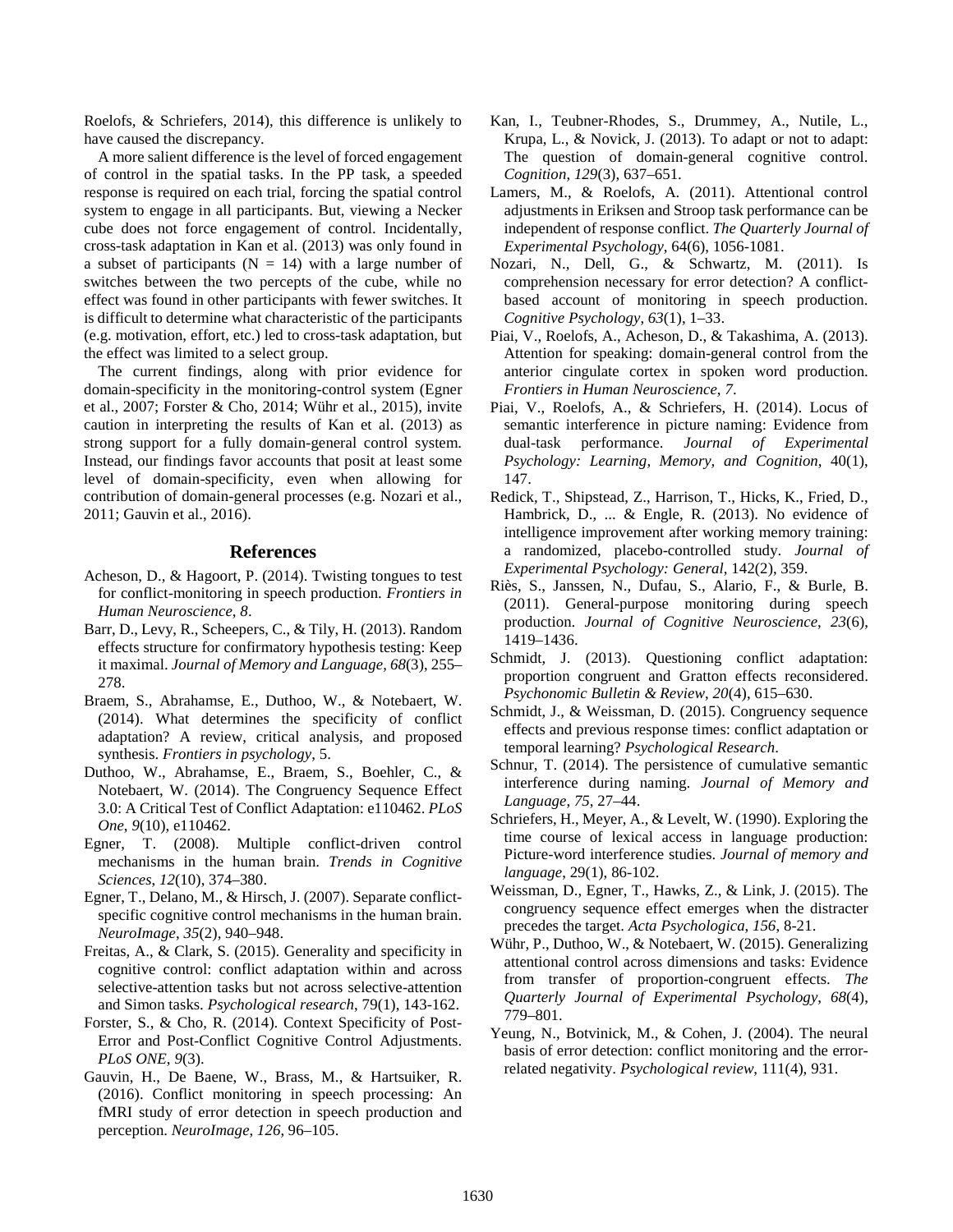Roelofs, & Schriefers, 2014), this difference is unlikely to have caused the discrepancy.

A more salient difference is the level of forced engagement of control in the spatial tasks. In the PP task, a speeded response is required on each trial, forcing the spatial control system to engage in all participants. But, viewing a Necker cube does not force engagement of control. Incidentally, cross-task adaptation in Kan et al. (2013) was only found in a subset of participants (N = 14) with a large number of switches between the two percepts of the cube, while no effect was found in other participants with fewer switches. It is difficult to determine what characteristic of the participants (e.g. motivation, effort, etc.) led to cross-task adaptation, but the effect was limited to a select group.

The current findings, along with prior evidence for domain-specificity in the monitoring-control system (Egner et al., 2007; Forster & Cho, 2014; Wühr et al., 2015), invite caution in interpreting the results of Kan et al. (2013) as strong support for a fully domain-general control system. Instead, our findings favor accounts that posit at least some level of domain-specificity, even when allowing for contribution of domain-general processes (e.g. Nozari et al., 2011; Gauvin et al., 2016).

## References

Acheson, D., & Hagoort, P. (2014). Twisting tongues to test for conflict-monitoring in speech production. *Frontiers in Human Neuroscience*, *8*.

Barr, D., Levy, R., Scheepers, C., & Tily, H. (2013). Random effects structure for confirmatory hypothesis testing: Keep it maximal. *Journal of Memory and Language*, *68*(3), 255–278.

Braem, S., Abrahamse, E., Duthoo, W., & Notebaert, W. (2014). What determines the specificity of conflict adaptation? A review, critical analysis, and proposed synthesis. *Frontiers in psychology*, 5.

Duthoo, W., Abrahamse, E., Braem, S., Boehler, C., & Notebaert, W. (2014). The Congruency Sequence Effect 3.0: A Critical Test of Conflict Adaptation: e110462. *PLoS One*, *9*(10), e110462.

Egner, T. (2008). Multiple conflict-driven control mechanisms in the human brain. *Trends in Cognitive Sciences*, *12*(10), 374–380.

Egner, T., Delano, M., & Hirsch, J. (2007). Separate conflict-specific cognitive control mechanisms in the human brain. *NeuroImage*, *35*(2), 940–948.

Freitas, A., & Clark, S. (2015). Generality and specificity in cognitive control: conflict adaptation within and across selective-attention tasks but not across selective-attention and Simon tasks. *Psychological research*, 79(1), 143-162.

Forster, S., & Cho, R. (2014). Context Specificity of Post-Error and Post-Conflict Cognitive Control Adjustments. *PLoS ONE*, *9*(3).

Gauvin, H., De Baene, W., Brass, M., & Hartsuiker, R. (2016). Conflict monitoring in speech processing: An fMRI study of error detection in speech production and perception. *NeuroImage*, *126*, 96–105.

Kan, I., Teubner-Rhodes, S., Drummey, A., Nutile, L., Krupa, L., & Novick, J. (2013). To adapt or not to adapt: The question of domain-general cognitive control. *Cognition*, *129*(3), 637–651.

Lamers, M., & Roelofs, A. (2011). Attentional control adjustments in Eriksen and Stroop task performance can be independent of response conflict. *The Quarterly Journal of Experimental Psychology*, 64(6), 1056-1081.

Nozari, N., Dell, G., & Schwartz, M. (2011). Is comprehension necessary for error detection? A conflict-based account of monitoring in speech production. *Cognitive Psychology*, *63*(1), 1–33.

Piai, V., Roelofs, A., Acheson, D., & Takashima, A. (2013). Attention for speaking: domain-general control from the anterior cingulate cortex in spoken word production. *Frontiers in Human Neuroscience*, *7*.

Piai, V., Roelofs, A., & Schriefers, H. (2014). Locus of semantic interference in picture naming: Evidence from dual-task performance. *Journal of Experimental Psychology: Learning, Memory, and Cognition*, 40(1), 147.

Redick, T., Shipstead, Z., Harrison, T., Hicks, K., Fried, D., Hambrick, D., ... & Engle, R. (2013). No evidence of intelligence improvement after working memory training: a randomized, placebo-controlled study. *Journal of Experimental Psychology: General*, 142(2), 359.

Riès, S., Janssen, N., Dufau, S., Alario, F., & Burle, B. (2011). General-purpose monitoring during speech production. *Journal of Cognitive Neuroscience*, *23*(6), 1419–1436.

Schmidt, J. (2013). Questioning conflict adaptation: proportion congruent and Gratton effects reconsidered. *Psychonomic Bulletin & Review*, *20*(4), 615–630.

Schmidt, J., & Weissman, D. (2015). Congruency sequence effects and previous response times: conflict adaptation or temporal learning? *Psychological Research*.

Schnur, T. (2014). The persistence of cumulative semantic interference during naming. *Journal of Memory and Language*, *75*, 27–44.

Schriefers, H., Meyer, A., & Levelt, W. (1990). Exploring the time course of lexical access in language production: Picture-word interference studies. *Journal of memory and language*, 29(1), 86-102.

Weissman, D., Egner, T., Hawks, Z., & Link, J. (2015). The congruency sequence effect emerges when the distracter precedes the target. *Acta Psychologica*, *156*, 8-21.

Wühr, P., Duthoo, W., & Notebaert, W. (2015). Generalizing attentional control across dimensions and tasks: Evidence from transfer of proportion-congruent effects. *The Quarterly Journal of Experimental Psychology*, *68*(4), 779–801.

Yeung, N., Botvinick, M., & Cohen, J. (2004). The neural basis of error detection: conflict monitoring and the error-related negativity. *Psychological review*, 111(4), 931.